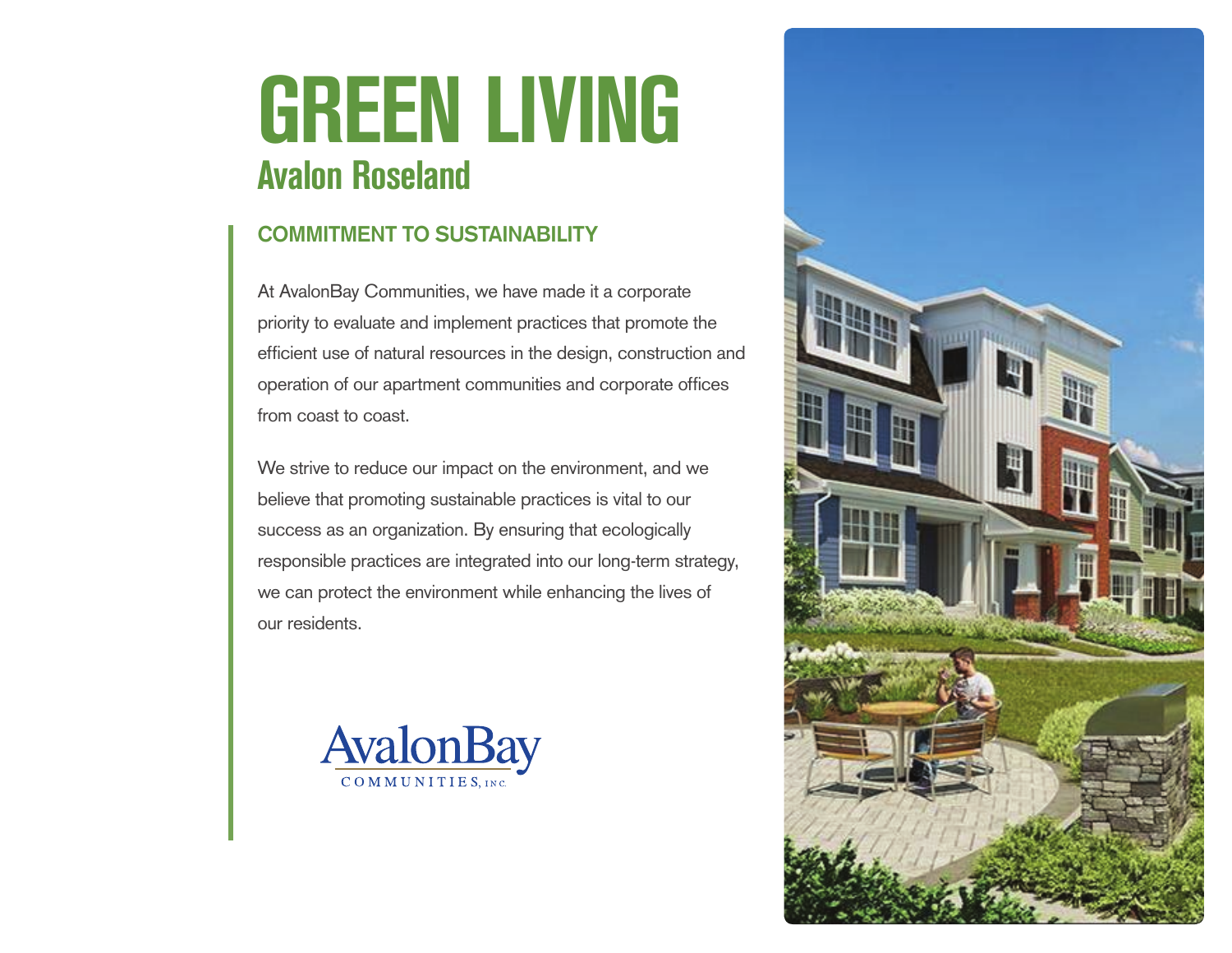# GREEN LIVING

## Avalon Roseland

### COMMITMENT TO SUSTAINABILITY

At AvalonBay Communities, we have made it a corporate priority to evaluate and implement practices that promote the efficient use of natural resources in the design, construction and operation of our apartment communities and corporate offices from coast to coast.

We strive to reduce our impact on the environment, and we believe that promoting sustainable practices is vital to our success as an organization. By ensuring that ecologically responsible practices are integrated into our long-term strategy, we can protect the environment while enhancing the lives of our residents.

AvalonBay COMMUNITIES, INC.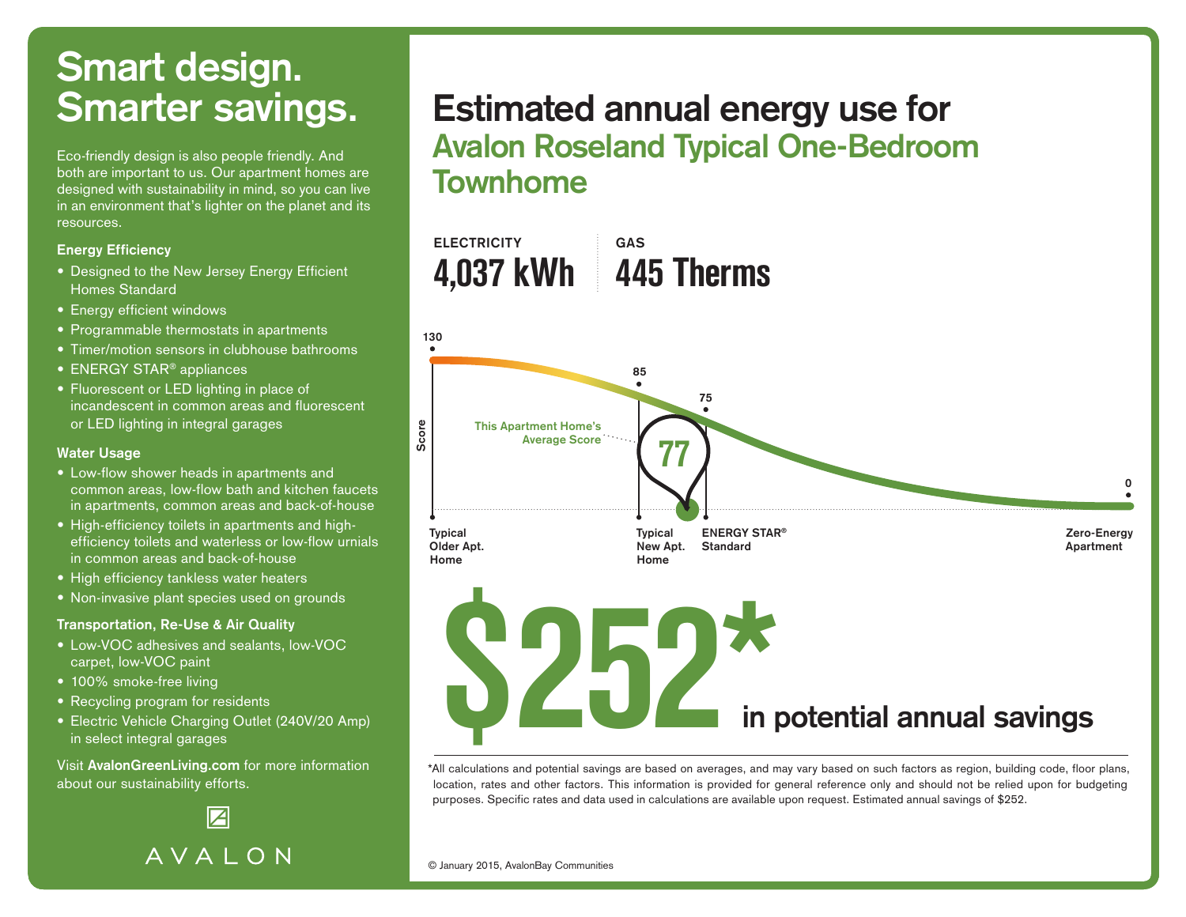# Smart design. Smarter savings.

Eco-friendly design is also people friendly. And both are important to us. Our apartment homes are designed with sustainability in mind, so you can live in an environment that's lighter on the planet and its resources.

### Energy Efficiency

- Designed to the New Jersey Energy Efficient Homes Standard
- Energy efficient windows
- Programmable thermostats in apartments
- Timer/motion sensors in clubhouse bathrooms
- ENERGY STAR® appliances
- Fluorescent or LED lighting in place of incandescent in common areas and fluorescent or LED lighting in integral garages

### Water Usage

- Low-flow shower heads in apartments and common areas, low-flow bath and kitchen faucets in apartments, common areas and back-of-house
- High-efficiency toilets in apartments and high-efficiency toilets and waterless or low-flow urnials in common areas and back-of-house
- High efficiency tankless water heaters
- Non-invasive plant species used on grounds

### Transportation, Re-Use & Air Quality

- Low-VOC adhesives and sealants, low-VOC carpet, low-VOC paint
- 100% smoke-free living
- Recycling program for residents
- Electric Vehicle Charging Outlet (240V/20 Amp) in select integral garages

Visit **AvalonGreenLiving.com** for more information about our sustainability efforts.

AVALON

# Estimated annual energy use for Avalon Roseland Typical One-Bedroom Townhome

| ELECTRICITY | GAS |
|---|---|
| **4,037 kWh** | **445 Therms** |

Score

- 130 — Typical Older Apt. Home
- 85 — Typical New Apt. Home
- 75 — ENERGY STAR® Standard
- 0 — Zero-Energy Apartment

This Apartment Home's Average Score: **77**

# $252*

**in potential annual savings**

*All calculations and potential savings are based on averages, and may vary based on such factors as region, building code, floor plans, location, rates and other factors. This information is provided for general reference only and should not be relied upon for budgeting purposes. Specific rates and data used in calculations are available upon request. Estimated annual savings of $252.

© January 2015, AvalonBay Communities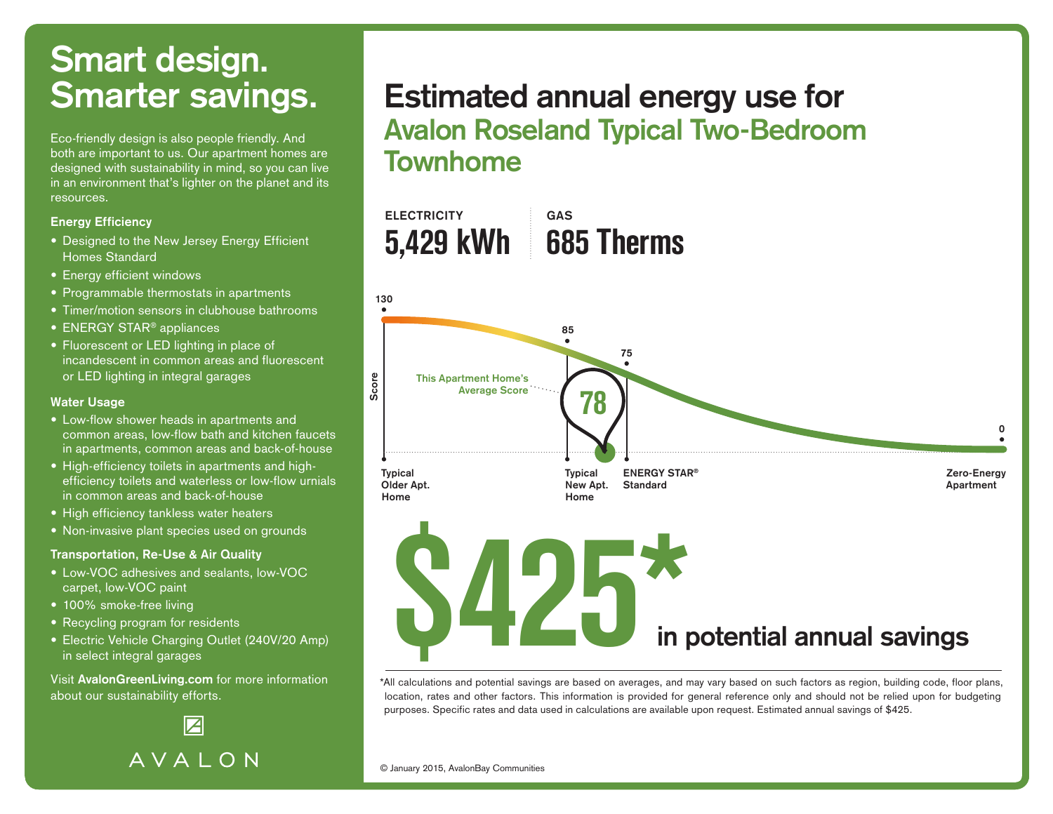# Smart design. Smarter savings.

Eco-friendly design is also people friendly. And both are important to us. Our apartment homes are designed with sustainability in mind, so you can live in an environment that's lighter on the planet and its resources.

### Energy Efficiency

- Designed to the New Jersey Energy Efficient Homes Standard
- Energy efficient windows
- Programmable thermostats in apartments
- Timer/motion sensors in clubhouse bathrooms
- ENERGY STAR® appliances
- Fluorescent or LED lighting in place of incandescent in common areas and fluorescent or LED lighting in integral garages

### Water Usage

- Low-flow shower heads in apartments and common areas, low-flow bath and kitchen faucets in apartments, common areas and back-of-house
- High-efficiency toilets in apartments and high-efficiency toilets and waterless or low-flow urnials in common areas and back-of-house
- High efficiency tankless water heaters
- Non-invasive plant species used on grounds

### Transportation, Re-Use & Air Quality

- Low-VOC adhesives and sealants, low-VOC carpet, low-VOC paint
- 100% smoke-free living
- Recycling program for residents
- Electric Vehicle Charging Outlet (240V/20 Amp) in select integral garages

Visit **AvalonGreenLiving.com** for more information about our sustainability efforts.

AVALON

# Estimated annual energy use for Avalon Roseland Typical Two-Bedroom Townhome

| ELECTRICITY | GAS |
|---|---|
| **5,429 kWh** | **685 Therms** |

Score

| Typical Older Apt. Home | Typical New Apt. Home | This Apartment Home's Average Score | ENERGY STAR® Standard | Zero-Energy Apartment |
|---|---|---|---|---|
| 130 | 85 | 78 | 75 | 0 |

# $425*

**in potential annual savings**

*All calculations and potential savings are based on averages, and may vary based on such factors as region, building code, floor plans, location, rates and other factors. This information is provided for general reference only and should not be relied upon for budgeting purposes. Specific rates and data used in calculations are available upon request. Estimated annual savings of $425.

© January 2015, AvalonBay Communities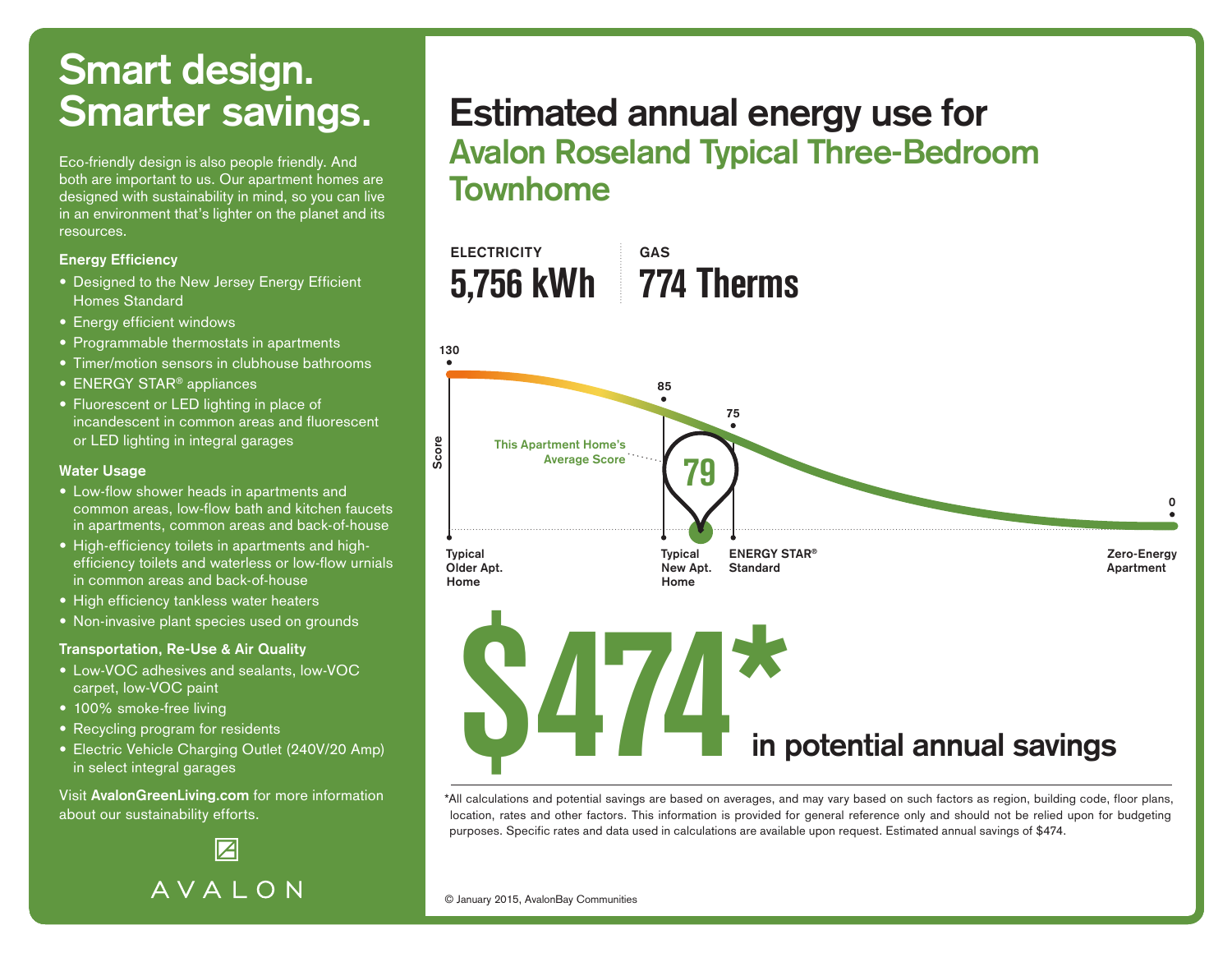# Smart design. Smarter savings.

Eco-friendly design is also people friendly. And both are important to us. Our apartment homes are designed with sustainability in mind, so you can live in an environment that's lighter on the planet and its resources.

### Energy Efficiency

- Designed to the New Jersey Energy Efficient Homes Standard
- Energy efficient windows
- Programmable thermostats in apartments
- Timer/motion sensors in clubhouse bathrooms
- ENERGY STAR® appliances
- Fluorescent or LED lighting in place of incandescent in common areas and fluorescent or LED lighting in integral garages

### Water Usage

- Low-flow shower heads in apartments and common areas, low-flow bath and kitchen faucets in apartments, common areas and back-of-house
- High-efficiency toilets in apartments and high-efficiency toilets and waterless or low-flow urnials in common areas and back-of-house
- High efficiency tankless water heaters
- Non-invasive plant species used on grounds

### Transportation, Re-Use & Air Quality

- Low-VOC adhesives and sealants, low-VOC carpet, low-VOC paint
- 100% smoke-free living
- Recycling program for residents
- Electric Vehicle Charging Outlet (240V/20 Amp) in select integral garages

Visit **AvalonGreenLiving.com** for more information about our sustainability efforts.

AVALON

# Estimated annual energy use for Avalon Roseland Typical Three-Bedroom Townhome

**ELECTRICITY**
**5,756 kWh**

**GAS**
**774 Therms**

Score
130
85
75
0
This Apartment Home's Average Score
79
Typical Older Apt. Home
Typical New Apt. Home
ENERGY STAR® Standard
Zero-Energy Apartment

# $474*

**in potential annual savings**

*All calculations and potential savings are based on averages, and may vary based on such factors as region, building code, floor plans, location, rates and other factors. This information is provided for general reference only and should not be relied upon for budgeting purposes. Specific rates and data used in calculations are available upon request. Estimated annual savings of $474.

© January 2015, AvalonBay Communities